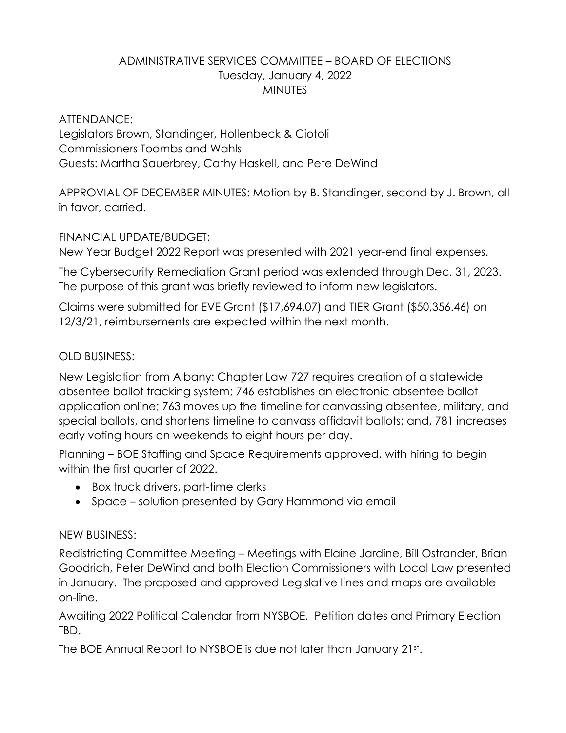# ADMINISTRATIVE SERVICES COMMITTEE – BOARD OF ELECTIONS
## Tuesday, January 4, 2022
## MINUTES

ATTENDANCE:
Legislators Brown, Standinger, Hollenbeck & Ciotoli
Commissioners Toombs and Wahls
Guests: Martha Sauerbrey, Cathy Haskell, and Pete DeWind

APPROVIAL OF DECEMBER MINUTES: Motion by B. Standinger, second by J. Brown, all in favor, carried.

FINANCIAL UPDATE/BUDGET:
New Year Budget 2022 Report was presented with 2021 year-end final expenses.

The Cybersecurity Remediation Grant period was extended through Dec. 31, 2023. The purpose of this grant was briefly reviewed to inform new legislators.

Claims were submitted for EVE Grant ($17,694.07) and TIER Grant ($50,356.46) on 12/3/21, reimbursements are expected within the next month.

OLD BUSINESS:

New Legislation from Albany: Chapter Law 727 requires creation of a statewide absentee ballot tracking system; 746 establishes an electronic absentee ballot application online; 763 moves up the timeline for canvassing absentee, military, and special ballots, and shortens timeline to canvass affidavit ballots; and, 781 increases early voting hours on weekends to eight hours per day.

Planning – BOE Staffing and Space Requirements approved, with hiring to begin within the first quarter of 2022.

- Box truck drivers, part-time clerks
- Space – solution presented by Gary Hammond via email

NEW BUSINESS:

Redistricting Committee Meeting – Meetings with Elaine Jardine, Bill Ostrander, Brian Goodrich, Peter DeWind and both Election Commissioners with Local Law presented in January. The proposed and approved Legislative lines and maps are available on-line.

Awaiting 2022 Political Calendar from NYSBOE. Petition dates and Primary Election TBD.

The BOE Annual Report to NYSBOE is due not later than January 21st.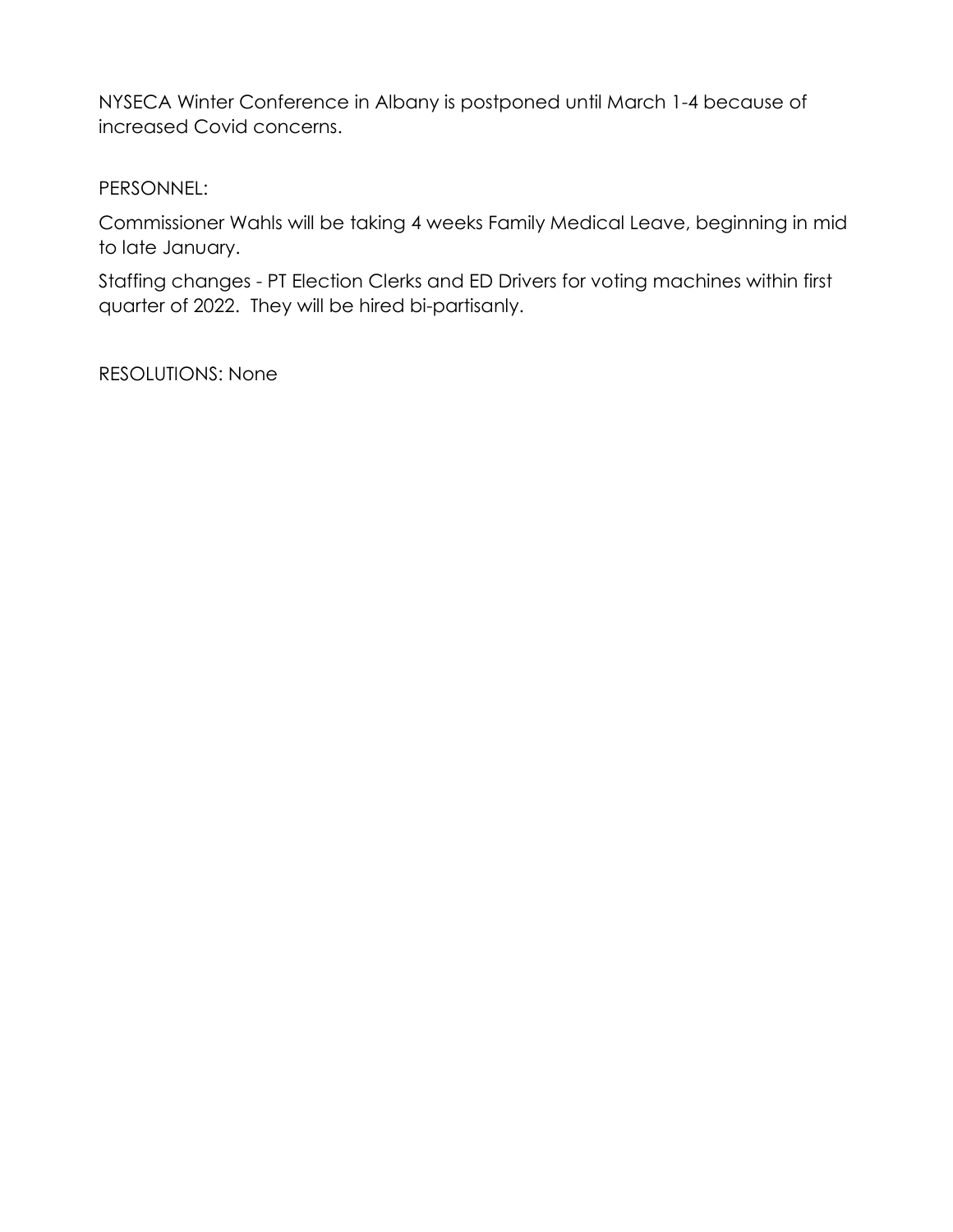NYSECA Winter Conference in Albany is postponed until March 1-4 because of increased Covid concerns.

PERSONNEL:

Commissioner Wahls will be taking 4 weeks Family Medical Leave, beginning in mid to late January.

Staffing changes - PT Election Clerks and ED Drivers for voting machines within first quarter of 2022. They will be hired bi-partisanly.

RESOLUTIONS: None